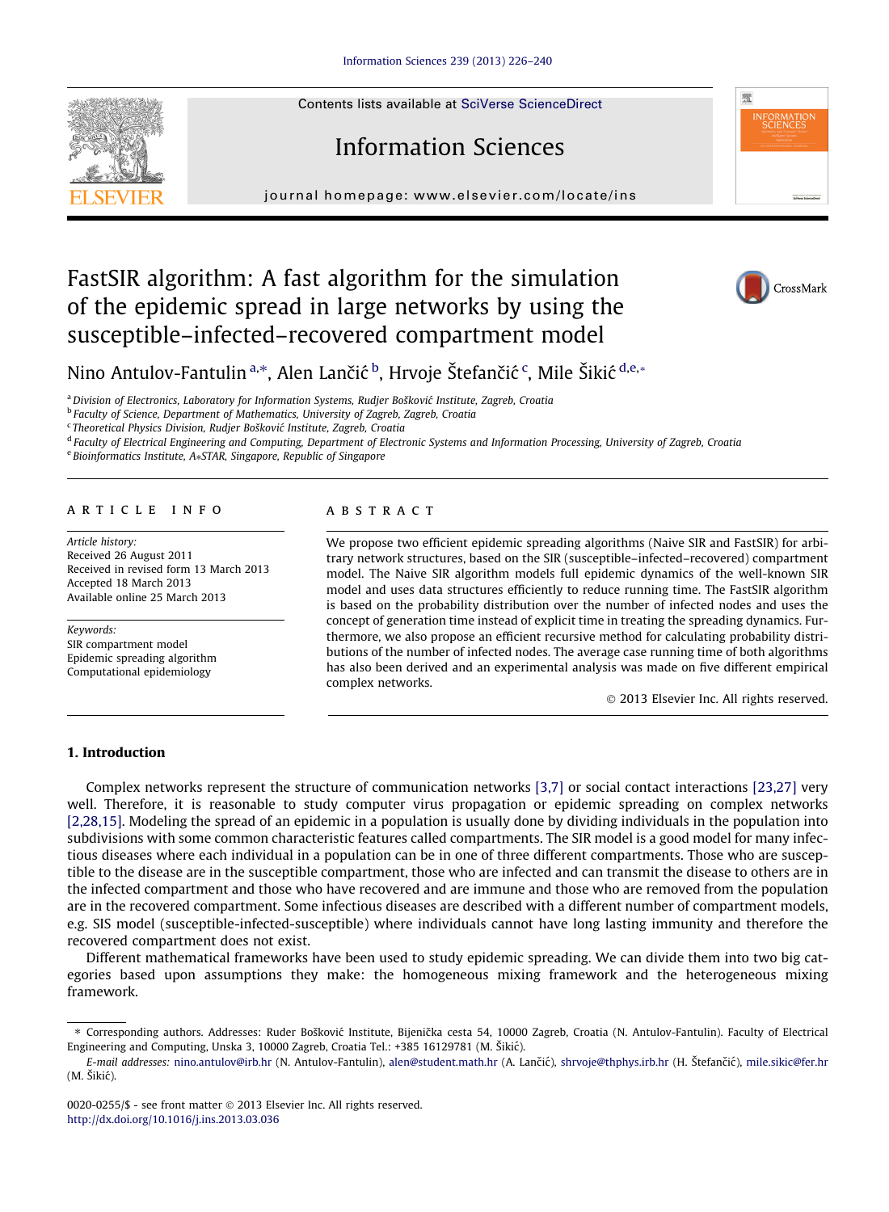# FastSIR algorithm: A fast algorithm for the simulation of the epidemic spread in large networks by using the susceptible–infected–recovered compartment model

Nino Antulov-Fantulin [a,*], Alen Lančić [b], Hrvoje Štefančić [c], Mile Šikić [d,e,*]

[a] Division of Electronics, Laboratory for Information Systems, Rudjer Bošković Institute, Zagreb, Croatia
[b] Faculty of Science, Department of Mathematics, University of Zagreb, Zagreb, Croatia
[c] Theoretical Physics Division, Rudjer Bošković Institute, Zagreb, Croatia
[d] Faculty of Electrical Engineering and Computing, Department of Electronic Systems and Information Processing, University of Zagreb, Croatia
[e] Bioinformatics Institute, A*STAR, Singapore, Republic of Singapore

## ARTICLE INFO

*Article history:*
Received 26 August 2011
Received in revised form 13 March 2013
Accepted 18 March 2013
Available online 25 March 2013

*Keywords:*
SIR compartment model
Epidemic spreading algorithm
Computational epidemiology

## ABSTRACT

We propose two efficient epidemic spreading algorithms (Naive SIR and FastSIR) for arbitrary network structures, based on the SIR (susceptible–infected–recovered) compartment model. The Naive SIR algorithm models full epidemic dynamics of the well-known SIR model and uses data structures efficiently to reduce running time. The FastSIR algorithm is based on the probability distribution over the number of infected nodes and uses the concept of generation time instead of explicit time in treating the spreading dynamics. Furthermore, we also propose an efficient recursive method for calculating probability distributions of the number of infected nodes. The average case running time of both algorithms has also been derived and an experimental analysis was made on five different empirical complex networks.

© 2013 Elsevier Inc. All rights reserved.

## 1. Introduction

Complex networks represent the structure of communication networks [3,7] or social contact interactions [23,27] very well. Therefore, it is reasonable to study computer virus propagation or epidemic spreading on complex networks [2,28,15]. Modeling the spread of an epidemic in a population is usually done by dividing individuals in the population into subdivisions with some common characteristic features called compartments. The SIR model is a good model for many infectious diseases where each individual in a population can be in one of three different compartments. Those who are susceptible to the disease are in the susceptible compartment, those who are infected and can transmit the disease to others are in the infected compartment and those who have recovered and are immune and those who are removed from the population are in the recovered compartment. Some infectious diseases are described with a different number of compartment models, e.g. SIS model (susceptible-infected-susceptible) where individuals cannot have long lasting immunity and therefore the recovered compartment does not exist.

Different mathematical frameworks have been used to study epidemic spreading. We can divide them into two big categories based upon assumptions they make: the homogeneous mixing framework and the heterogeneous mixing framework.

---

* Corresponding authors. Addresses: Ruder Bošković Institute, Bijenička cesta 54, 10000 Zagreb, Croatia (N. Antulov-Fantulin). Faculty of Electrical Engineering and Computing, Unska 3, 10000 Zagreb, Croatia Tel.: +385 16129781 (M. Šikić).

*E-mail addresses:* nino.antulov@irb.hr (N. Antulov-Fantulin), alen@student.math.hr (A. Lančić), shrvoje@thphys.irb.hr (H. Štefančić), mile.sikic@fer.hr (M. Šikić).

0020-0255/$ - see front matter © 2013 Elsevier Inc. All rights reserved.
http://dx.doi.org/10.1016/j.ins.2013.03.036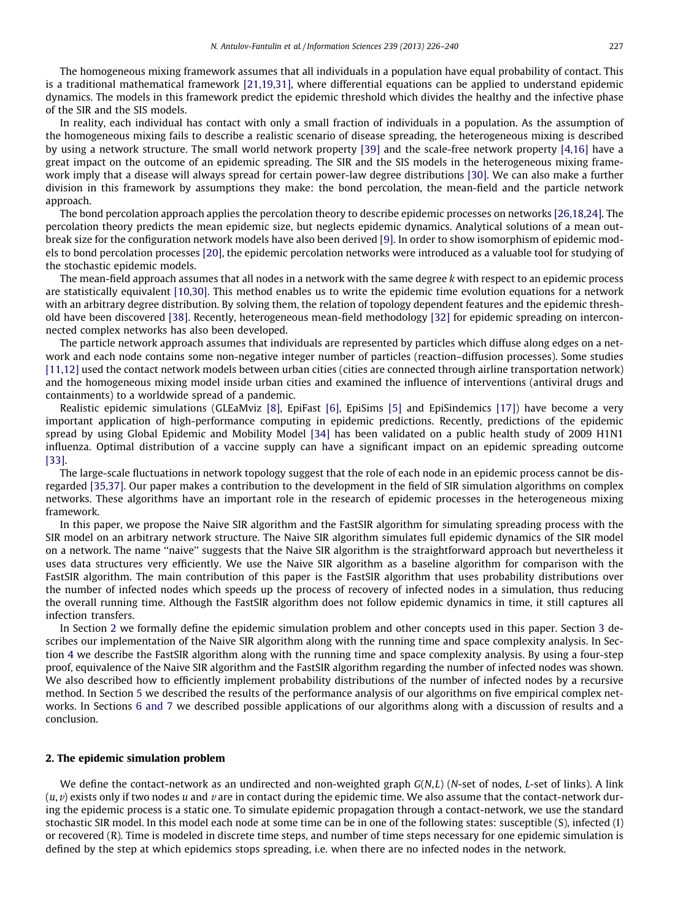The homogeneous mixing framework assumes that all individuals in a population have equal probability of contact. This is a traditional mathematical framework [21,19,31], where differential equations can be applied to understand epidemic dynamics. The models in this framework predict the epidemic threshold which divides the healthy and the infective phase of the SIR and the SIS models.

In reality, each individual has contact with only a small fraction of individuals in a population. As the assumption of the homogeneous mixing fails to describe a realistic scenario of disease spreading, the heterogeneous mixing is described by using a network structure. The small world network property [39] and the scale-free network property [4,16] have a great impact on the outcome of an epidemic spreading. The SIR and the SIS models in the heterogeneous mixing framework imply that a disease will always spread for certain power-law degree distributions [30]. We can also make a further division in this framework by assumptions they make: the bond percolation, the mean-field and the particle network approach.

The bond percolation approach applies the percolation theory to describe epidemic processes on networks [26,18,24]. The percolation theory predicts the mean epidemic size, but neglects epidemic dynamics. Analytical solutions of a mean outbreak size for the configuration network models have also been derived [9]. In order to show isomorphism of epidemic models to bond percolation processes [20], the epidemic percolation networks were introduced as a valuable tool for studying of the stochastic epidemic models.

The mean-field approach assumes that all nodes in a network with the same degree $k$ with respect to an epidemic process are statistically equivalent [10,30]. This method enables us to write the epidemic time evolution equations for a network with an arbitrary degree distribution. By solving them, the relation of topology dependent features and the epidemic threshold have been discovered [38]. Recently, heterogeneous mean-field methodology [32] for epidemic spreading on interconnected complex networks has also been developed.

The particle network approach assumes that individuals are represented by particles which diffuse along edges on a network and each node contains some non-negative integer number of particles (reaction–diffusion processes). Some studies [11,12] used the contact network models between urban cities (cities are connected through airline transportation network) and the homogeneous mixing model inside urban cities and examined the influence of interventions (antiviral drugs and containments) to a worldwide spread of a pandemic.

Realistic epidemic simulations (GLEaMviz [8], EpiFast [6], EpiSims [5] and EpiSindemics [17]) have become a very important application of high-performance computing in epidemic predictions. Recently, predictions of the epidemic spread by using Global Epidemic and Mobility Model [34] has been validated on a public health study of 2009 H1N1 influenza. Optimal distribution of a vaccine supply can have a significant impact on an epidemic spreading outcome [33].

The large-scale fluctuations in network topology suggest that the role of each node in an epidemic process cannot be disregarded [35,37]. Our paper makes a contribution to the development in the field of SIR simulation algorithms on complex networks. These algorithms have an important role in the research of epidemic processes in the heterogeneous mixing framework.

In this paper, we propose the Naive SIR algorithm and the FastSIR algorithm for simulating spreading process with the SIR model on an arbitrary network structure. The Naive SIR algorithm simulates full epidemic dynamics of the SIR model on a network. The name "naive" suggests that the Naive SIR algorithm is the straightforward approach but nevertheless it uses data structures very efficiently. We use the Naive SIR algorithm as a baseline algorithm for comparison with the FastSIR algorithm. The main contribution of this paper is the FastSIR algorithm that uses probability distributions over the number of infected nodes which speeds up the process of recovery of infected nodes in a simulation, thus reducing the overall running time. Although the FastSIR algorithm does not follow epidemic dynamics in time, it still captures all infection transfers.

In Section 2 we formally define the epidemic simulation problem and other concepts used in this paper. Section 3 describes our implementation of the Naive SIR algorithm along with the running time and space complexity analysis. In Section 4 we describe the FastSIR algorithm along with the running time and space complexity analysis. By using a four-step proof, equivalence of the Naive SIR algorithm and the FastSIR algorithm regarding the number of infected nodes was shown. We also described how to efficiently implement probability distributions of the number of infected nodes by a recursive method. In Section 5 we described the results of the performance analysis of our algorithms on five empirical complex networks. In Sections 6 and 7 we described possible applications of our algorithms along with a discussion of results and a conclusion.

## 2. The epidemic simulation problem

We define the contact-network as an undirected and non-weighted graph $G(N,L)$ ($N$-set of nodes, $L$-set of links). A link $(u,v)$ exists only if two nodes $u$ and $v$ are in contact during the epidemic time. We also assume that the contact-network during the epidemic process is a static one. To simulate epidemic propagation through a contact-network, we use the standard stochastic SIR model. In this model each node at some time can be in one of the following states: susceptible (S), infected (I) or recovered (R). Time is modeled in discrete time steps, and number of time steps necessary for one epidemic simulation is defined by the step at which epidemics stops spreading, i.e. when there are no infected nodes in the network.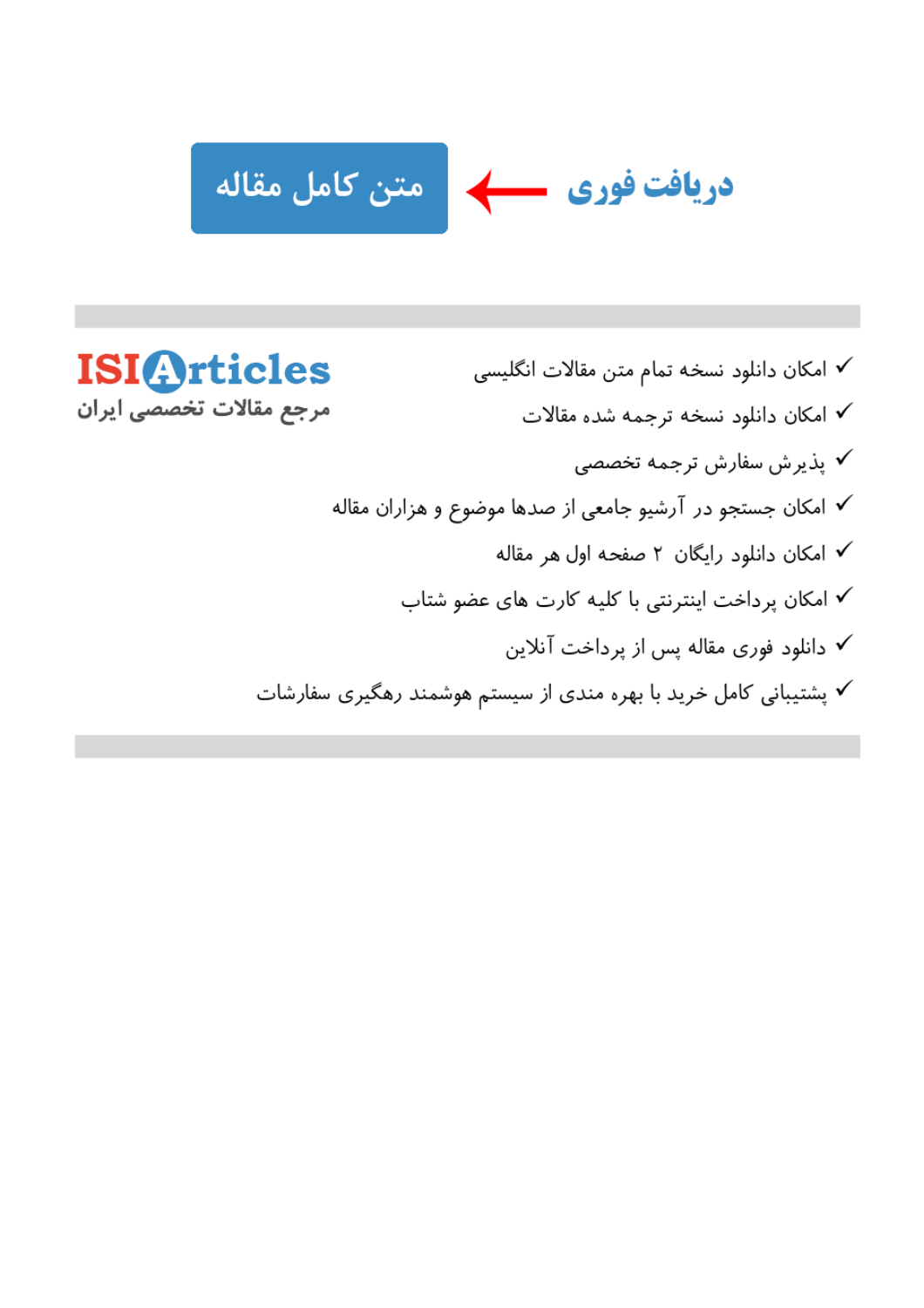دریافت فوری ← متن کامل مقاله

**ISIArticles**
مرجع مقالات تخصصی ایران

- ✓ امکان دانلود نسخه تمام متن مقالات انگلیسی
- ✓ امکان دانلود نسخه ترجمه شده مقالات
- ✓ پذیرش سفارش ترجمه تخصصی
- ✓ امکان جستجو در آرشیو جامعی از صدها موضوع و هزاران مقاله
- ✓ امکان دانلود رایگان ۲ صفحه اول هر مقاله
- ✓ امکان پرداخت اینترنتی با کلیه کارت های عضو شتاب
- ✓ دانلود فوری مقاله پس از پرداخت آنلاین
- ✓ پشتیبانی کامل خرید با بهره مندی از سیستم هوشمند رهگیری سفارشات